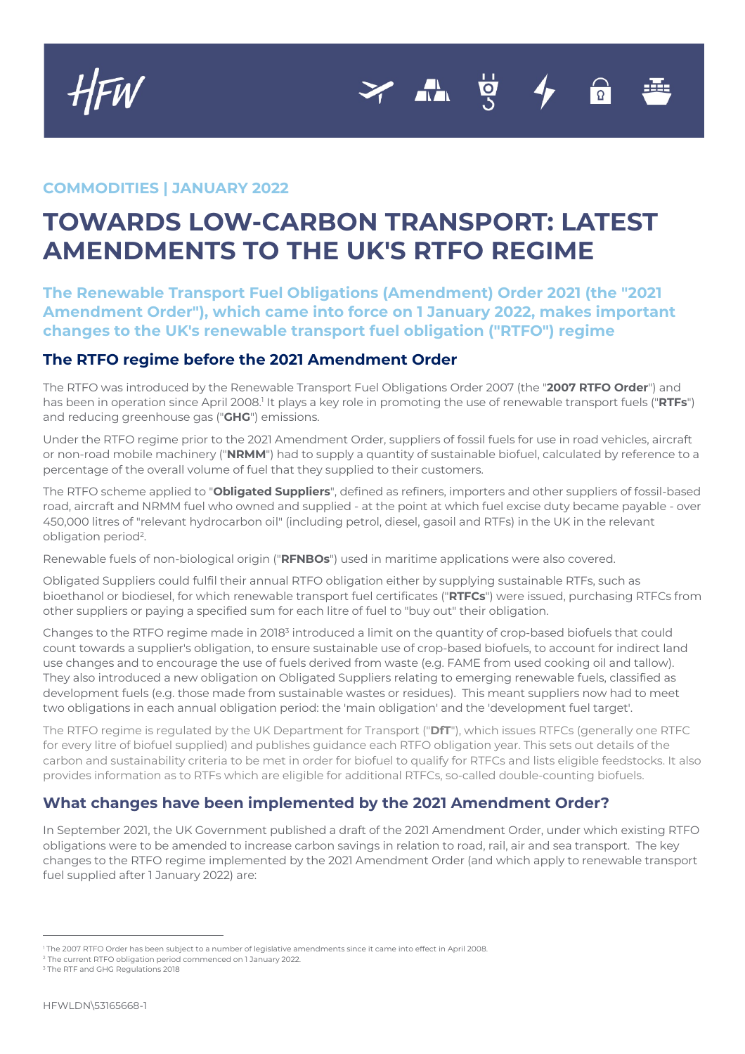COMMODITIES | JANUARY 2022

# TOWARDS LOW-CARBON TRANSPORT: LATEST AMENDMENTS TO THE UK'S RTFO REGIME

**The Renewable Transport Fuel Obligations (Amendment) Order 2021 (the "2021 Amendment Order"), which came into force on 1 January 2022, makes important changes to the UK's renewable transport fuel obligation ("RTFO") regime**

## The RTFO regime before the 2021 Amendment Order

The RTFO was introduced by the Renewable Transport Fuel Obligations Order 2007 (the "**2007 RTFO Order**") and has been in operation since April 2008.[1] It plays a key role in promoting the use of renewable transport fuels ("**RTFs**") and reducing greenhouse gas ("**GHG**") emissions.

Under the RTFO regime prior to the 2021 Amendment Order, suppliers of fossil fuels for use in road vehicles, aircraft or non-road mobile machinery ("**NRMM**") had to supply a quantity of sustainable biofuel, calculated by reference to a percentage of the overall volume of fuel that they supplied to their customers.

The RTFO scheme applied to "**Obligated Suppliers**", defined as refiners, importers and other suppliers of fossil-based road, aircraft and NRMM fuel who owned and supplied - at the point at which fuel excise duty became payable - over 450,000 litres of "relevant hydrocarbon oil" (including petrol, diesel, gasoil and RTFs) in the UK in the relevant obligation period[2].

Renewable fuels of non-biological origin ("**RFNBOs**") used in maritime applications were also covered.

Obligated Suppliers could fulfil their annual RTFO obligation either by supplying sustainable RTFs, such as bioethanol or biodiesel, for which renewable transport fuel certificates ("**RTFCs**") were issued, purchasing RTFCs from other suppliers or paying a specified sum for each litre of fuel to "buy out" their obligation.

Changes to the RTFO regime made in 2018[3] introduced a limit on the quantity of crop-based biofuels that could count towards a supplier's obligation, to ensure sustainable use of crop-based biofuels, to account for indirect land use changes and to encourage the use of fuels derived from waste (e.g. FAME from used cooking oil and tallow). They also introduced a new obligation on Obligated Suppliers relating to emerging renewable fuels, classified as development fuels (e.g. those made from sustainable wastes or residues). This meant suppliers now had to meet two obligations in each annual obligation period: the 'main obligation' and the 'development fuel target'.

The RTFO regime is regulated by the UK Department for Transport ("**DfT**"), which issues RTFCs (generally one RTFC for every litre of biofuel supplied) and publishes guidance each RTFO obligation year. This sets out details of the carbon and sustainability criteria to be met in order for biofuel to qualify for RTFCs and lists eligible feedstocks. It also provides information as to RTFs which are eligible for additional RTFCs, so-called double-counting biofuels.

## What changes have been implemented by the 2021 Amendment Order?

In September 2021, the UK Government published a draft of the 2021 Amendment Order, under which existing RTFO obligations were to be amended to increase carbon savings in relation to road, rail, air and sea transport. The key changes to the RTFO regime implemented by the 2021 Amendment Order (and which apply to renewable transport fuel supplied after 1 January 2022) are:

---

[1] The 2007 RTFO Order has been subject to a number of legislative amendments since it came into effect in April 2008.

[2] The current RTFO obligation period commenced on 1 January 2022.

[3] The RTF and GHG Regulations 2018

HFWLDN\53165668-1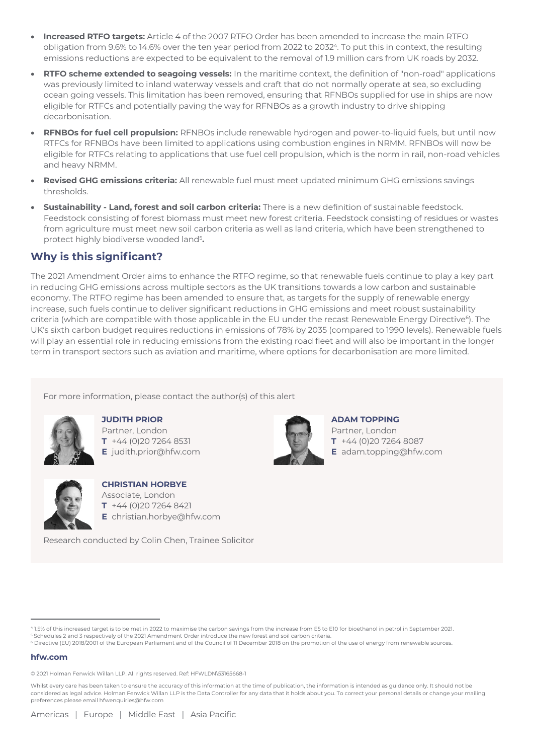- **Increased RTFO targets:** Article 4 of the 2007 RTFO Order has been amended to increase the main RTFO obligation from 9.6% to 14.6% over the ten year period from 2022 to 2032[4]. To put this in context, the resulting emissions reductions are expected to be equivalent to the removal of 1.9 million cars from UK roads by 2032.
- **RTFO scheme extended to seagoing vessels:** In the maritime context, the definition of "non-road" applications was previously limited to inland waterway vessels and craft that do not normally operate at sea, so excluding ocean going vessels. This limitation has been removed, ensuring that RFNBOs supplied for use in ships are now eligible for RTFCs and potentially paving the way for RFNBOs as a growth industry to drive shipping decarbonisation.
- **RFNBOs for fuel cell propulsion:** RFNBOs include renewable hydrogen and power-to-liquid fuels, but until now RTFCs for RFNBOs have been limited to applications using combustion engines in NRMM. RFNBOs will now be eligible for RTFCs relating to applications that use fuel cell propulsion, which is the norm in rail, non-road vehicles and heavy NRMM.
- **Revised GHG emissions criteria:** All renewable fuel must meet updated minimum GHG emissions savings thresholds.
- **Sustainability - Land, forest and soil carbon criteria:** There is a new definition of sustainable feedstock. Feedstock consisting of forest biomass must meet new forest criteria. Feedstock consisting of residues or wastes from agriculture must meet new soil carbon criteria as well as land criteria, which have been strengthened to protect highly biodiverse wooded land[5]**.**

## Why is this significant?

The 2021 Amendment Order aims to enhance the RTFO regime, so that renewable fuels continue to play a key part in reducing GHG emissions across multiple sectors as the UK transitions towards a low carbon and sustainable economy. The RTFO regime has been amended to ensure that, as targets for the supply of renewable energy increase, such fuels continue to deliver significant reductions in GHG emissions and meet robust sustainability criteria (which are compatible with those applicable in the EU under the recast Renewable Energy Directive[6]). The UK's sixth carbon budget requires reductions in emissions of 78% by 2035 (compared to 1990 levels). Renewable fuels will play an essential role in reducing emissions from the existing road fleet and will also be important in the longer term in transport sectors such as aviation and maritime, where options for decarbonisation are more limited.

For more information, please contact the author(s) of this alert

**JUDITH PRIOR**
Partner, London
**T** +44 (0)20 7264 8531
**E** judith.prior@hfw.com

**ADAM TOPPING**
Partner, London
**T** +44 (0)20 7264 8087
**E** adam.topping@hfw.com

**CHRISTIAN HORBYE**
Associate, London
**T** +44 (0)20 7264 8421
**E** christian.horbye@hfw.com

Research conducted by Colin Chen, Trainee Solicitor

[4] 1.5% of this increased target is to be met in 2022 to maximise the carbon savings from the increase from E5 to E10 for bioethanol in petrol in September 2021.
[5] Schedules 2 and 3 respectively of the 2021 Amendment Order introduce the new forest and soil carbon criteria.
[6] Directive (EU) 2018/2001 of the European Parliament and of the Council of 11 December 2018 on the promotion of the use of energy from renewable sources.

**hfw.com**

© 2021 Holman Fenwick Willan LLP. All rights reserved. Ref: HFWLDN\53165668-1

Whilst every care has been taken to ensure the accuracy of this information at the time of publication, the information is intended as guidance only. It should not be considered as legal advice. Holman Fenwick Willan LLP is the Data Controller for any data that it holds about you. To correct your personal details or change your mailing preferences please email hfwenquiries@hfw.com

Americas | Europe | Middle East | Asia Pacific